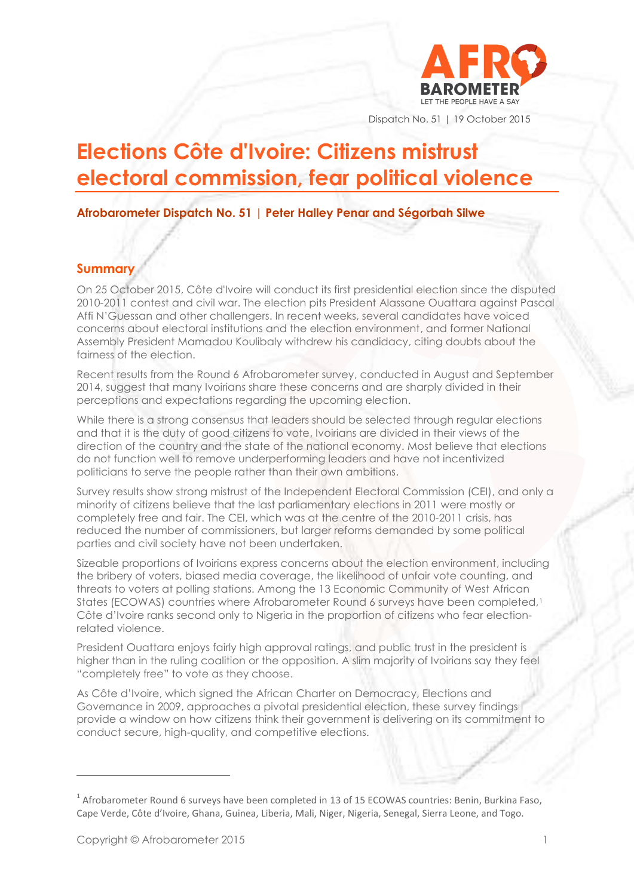Dispatch No. 51 | 19 October 2015

# Elections Côte d'Ivoire: Citizens mistrust electoral commission, fear political violence

**Afrobarometer Dispatch No. 51 | Peter Halley Penar and Ségorbah Silwe**

## Summary

On 25 October 2015, Côte d'Ivoire will conduct its first presidential election since the disputed 2010-2011 contest and civil war. The election pits President Alassane Ouattara against Pascal Affi N'Guessan and other challengers. In recent weeks, several candidates have voiced concerns about electoral institutions and the election environment, and former National Assembly President Mamadou Koulibaly withdrew his candidacy, citing doubts about the fairness of the election.

Recent results from the Round 6 Afrobarometer survey, conducted in August and September 2014, suggest that many Ivoirians share these concerns and are sharply divided in their perceptions and expectations regarding the upcoming election.

While there is a strong consensus that leaders should be selected through regular elections and that it is the duty of good citizens to vote, Ivoirians are divided in their views of the direction of the country and the state of the national economy. Most believe that elections do not function well to remove underperforming leaders and have not incentivized politicians to serve the people rather than their own ambitions.

Survey results show strong mistrust of the Independent Electoral Commission (CEI), and only a minority of citizens believe that the last parliamentary elections in 2011 were mostly or completely free and fair. The CEI, which was at the centre of the 2010-2011 crisis, has reduced the number of commissioners, but larger reforms demanded by some political parties and civil society have not been undertaken.

Sizeable proportions of Ivoirians express concerns about the election environment, including the bribery of voters, biased media coverage, the likelihood of unfair vote counting, and threats to voters at polling stations. Among the 13 Economic Community of West African States (ECOWAS) countries where Afrobarometer Round 6 surveys have been completed,[1] Côte d'Ivoire ranks second only to Nigeria in the proportion of citizens who fear election-related violence.

President Ouattara enjoys fairly high approval ratings, and public trust in the president is higher than in the ruling coalition or the opposition. A slim majority of Ivoirians say they feel "completely free" to vote as they choose.

As Côte d'Ivoire, which signed the African Charter on Democracy, Elections and Governance in 2009, approaches a pivotal presidential election, these survey findings provide a window on how citizens think their government is delivering on its commitment to conduct secure, high-quality, and competitive elections.

---

[1] Afrobarometer Round 6 surveys have been completed in 13 of 15 ECOWAS countries: Benin, Burkina Faso, Cape Verde, Côte d'Ivoire, Ghana, Guinea, Liberia, Mali, Niger, Nigeria, Senegal, Sierra Leone, and Togo.

Copyright © Afrobarometer 2015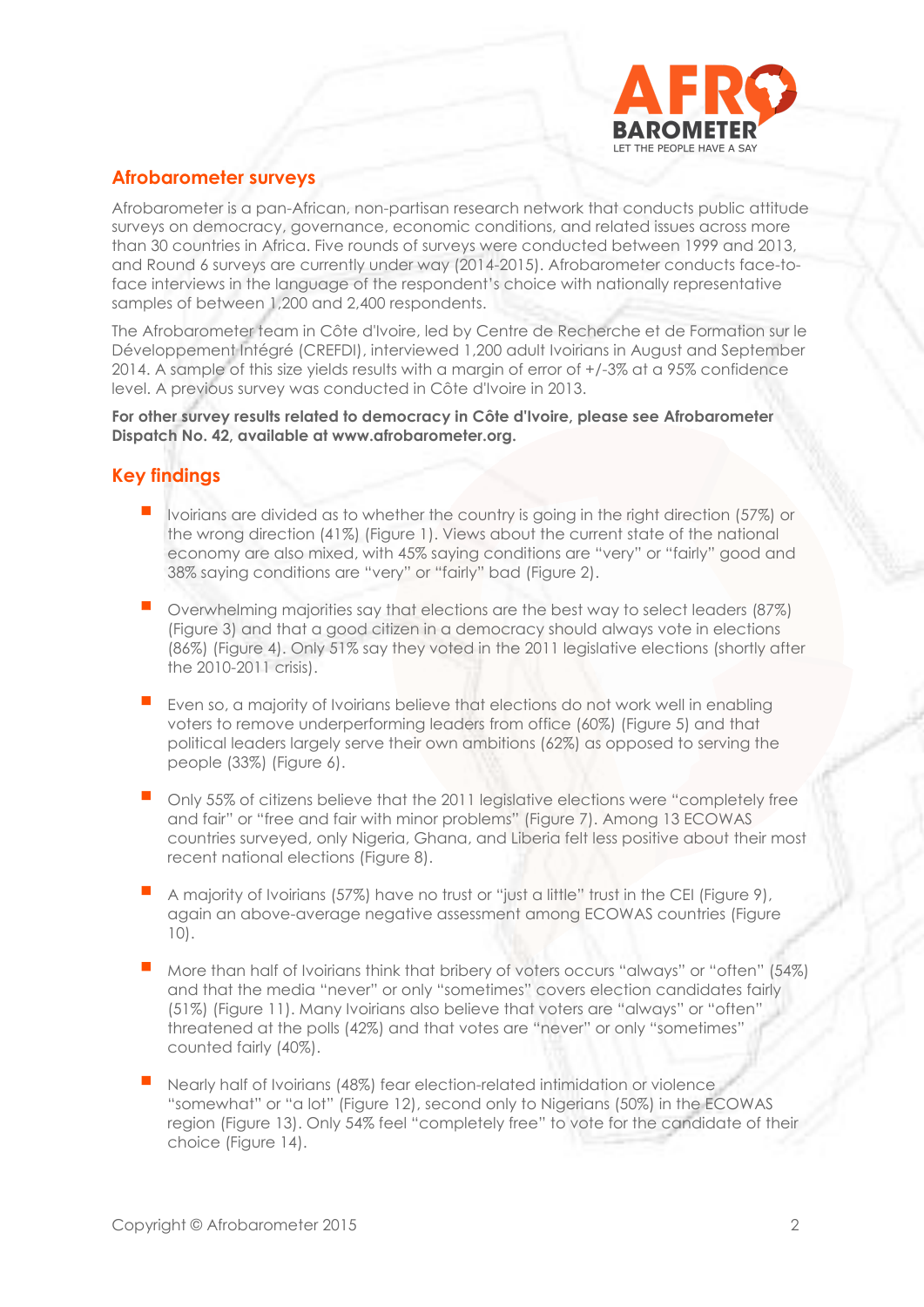## Afrobarometer surveys

Afrobarometer is a pan-African, non-partisan research network that conducts public attitude surveys on democracy, governance, economic conditions, and related issues across more than 30 countries in Africa. Five rounds of surveys were conducted between 1999 and 2013, and Round 6 surveys are currently under way (2014-2015). Afrobarometer conducts face-to-face interviews in the language of the respondent's choice with nationally representative samples of between 1,200 and 2,400 respondents.

The Afrobarometer team in Côte d'Ivoire, led by Centre de Recherche et de Formation sur le Développement Intégré (CREFDI), interviewed 1,200 adult Ivoirians in August and September 2014. A sample of this size yields results with a margin of error of +/-3% at a 95% confidence level. A previous survey was conducted in Côte d'Ivoire in 2013.

**For other survey results related to democracy in Côte d'Ivoire, please see Afrobarometer Dispatch No. 42, available at www.afrobarometer.org.**

## Key findings

- Ivoirians are divided as to whether the country is going in the right direction (57%) or the wrong direction (41%) (Figure 1). Views about the current state of the national economy are also mixed, with 45% saying conditions are "very" or "fairly" good and 38% saying conditions are "very" or "fairly" bad (Figure 2).
- Overwhelming majorities say that elections are the best way to select leaders (87%) (Figure 3) and that a good citizen in a democracy should always vote in elections (86%) (Figure 4). Only 51% say they voted in the 2011 legislative elections (shortly after the 2010-2011 crisis).
- Even so, a majority of Ivoirians believe that elections do not work well in enabling voters to remove underperforming leaders from office (60%) (Figure 5) and that political leaders largely serve their own ambitions (62%) as opposed to serving the people (33%) (Figure 6).
- Only 55% of citizens believe that the 2011 legislative elections were "completely free and fair" or "free and fair with minor problems" (Figure 7). Among 13 ECOWAS countries surveyed, only Nigeria, Ghana, and Liberia felt less positive about their most recent national elections (Figure 8).
- A majority of Ivoirians (57%) have no trust or "just a little" trust in the CEI (Figure 9), again an above-average negative assessment among ECOWAS countries (Figure 10).
- More than half of Ivoirians think that bribery of voters occurs "always" or "often" (54%) and that the media "never" or only "sometimes" covers election candidates fairly (51%) (Figure 11). Many Ivoirians also believe that voters are "always" or "often" threatened at the polls (42%) and that votes are "never" or only "sometimes" counted fairly (40%).
- Nearly half of Ivoirians (48%) fear election-related intimidation or violence "somewhat" or "a lot" (Figure 12), second only to Nigerians (50%) in the ECOWAS region (Figure 13). Only 54% feel "completely free" to vote for the candidate of their choice (Figure 14).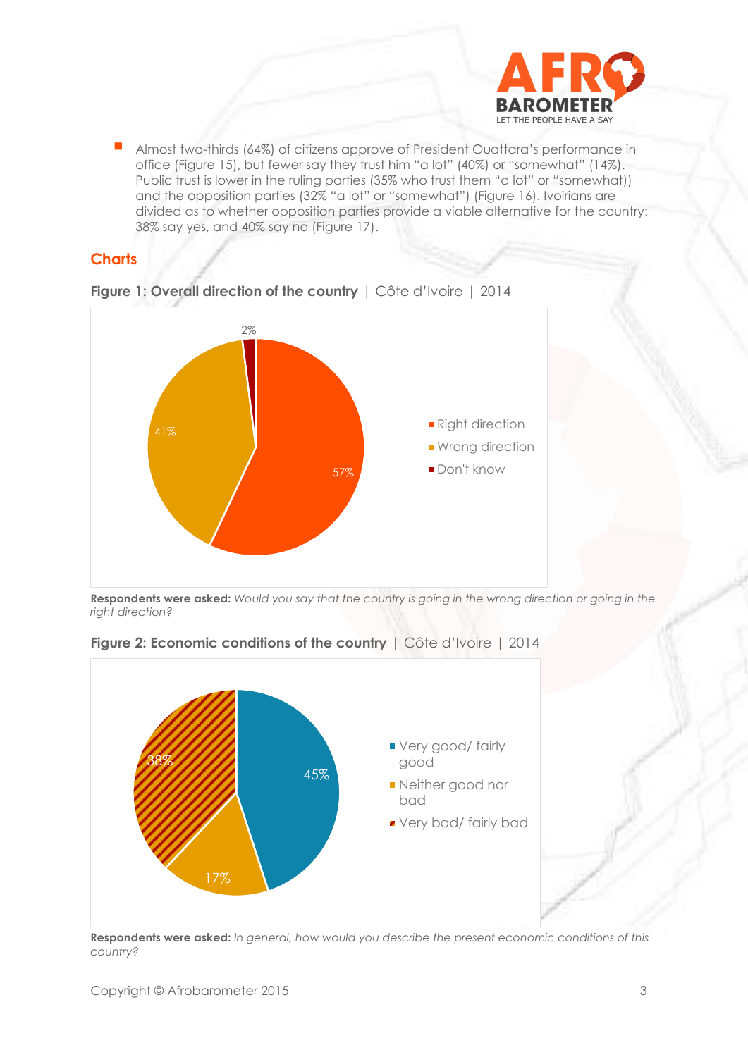- Almost two-thirds (64%) of citizens approve of President Ouattara's performance in office (Figure 15), but fewer say they trust him "a lot" (40%) or "somewhat" (14%). Public trust is lower in the ruling parties (35% who trust them "a lot" or "somewhat)) and the opposition parties (32% "a lot" or "somewhat") (Figure 16). Ivoirians are divided as to whether opposition parties provide a viable alternative for the country: 38% say yes, and 40% say no (Figure 17).

## Charts

**Figure 1: Overall direction of the country** | Côte d'Ivoire | 2014

| Response | Percentage |
|---|---|
| Right direction | 57% |
| Wrong direction | 41% |
| Don't know | 2% |

**Respondents were asked:** *Would you say that the country is going in the wrong direction or going in the right direction?*

**Figure 2: Economic conditions of the country** | Côte d'Ivoire | 2014

| Response | Percentage |
|---|---|
| Very good/ fairly good | 45% |
| Neither good nor bad | 17% |
| Very bad/ fairly bad | 38% |

**Respondents were asked:** *In general, how would you describe the present economic conditions of this country?*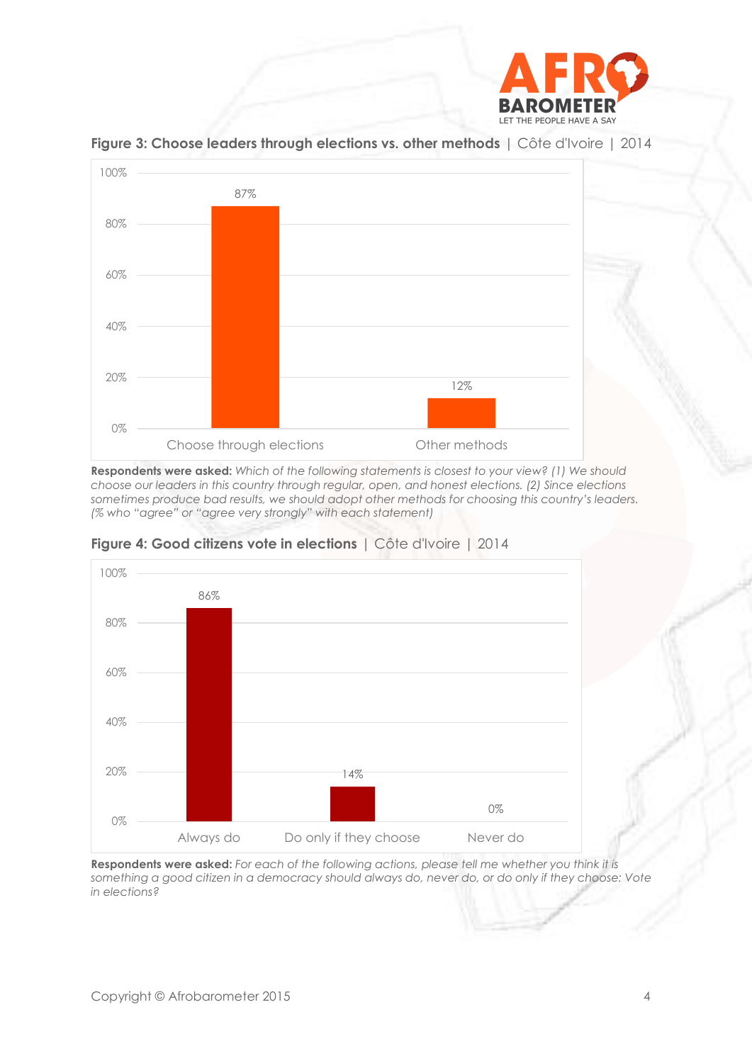**Figure 3: Choose leaders through elections vs. other methods** | Côte d'Ivoire | 2014

| | Percentage |
|---|---|
| Choose through elections | 87% |
| Other methods | 12% |

**Respondents were asked:** *Which of the following statements is closest to your view? (1) We should choose our leaders in this country through regular, open, and honest elections. (2) Since elections sometimes produce bad results, we should adopt other methods for choosing this country's leaders. (% who "agree" or "agree very strongly" with each statement)*

**Figure 4: Good citizens vote in elections** | Côte d'Ivoire | 2014

| | Percentage |
|---|---|
| Always do | 86% |
| Do only if they choose | 14% |
| Never do | 0% |

**Respondents were asked:** *For each of the following actions, please tell me whether you think it is something a good citizen in a democracy should always do, never do, or do only if they choose: Vote in elections?*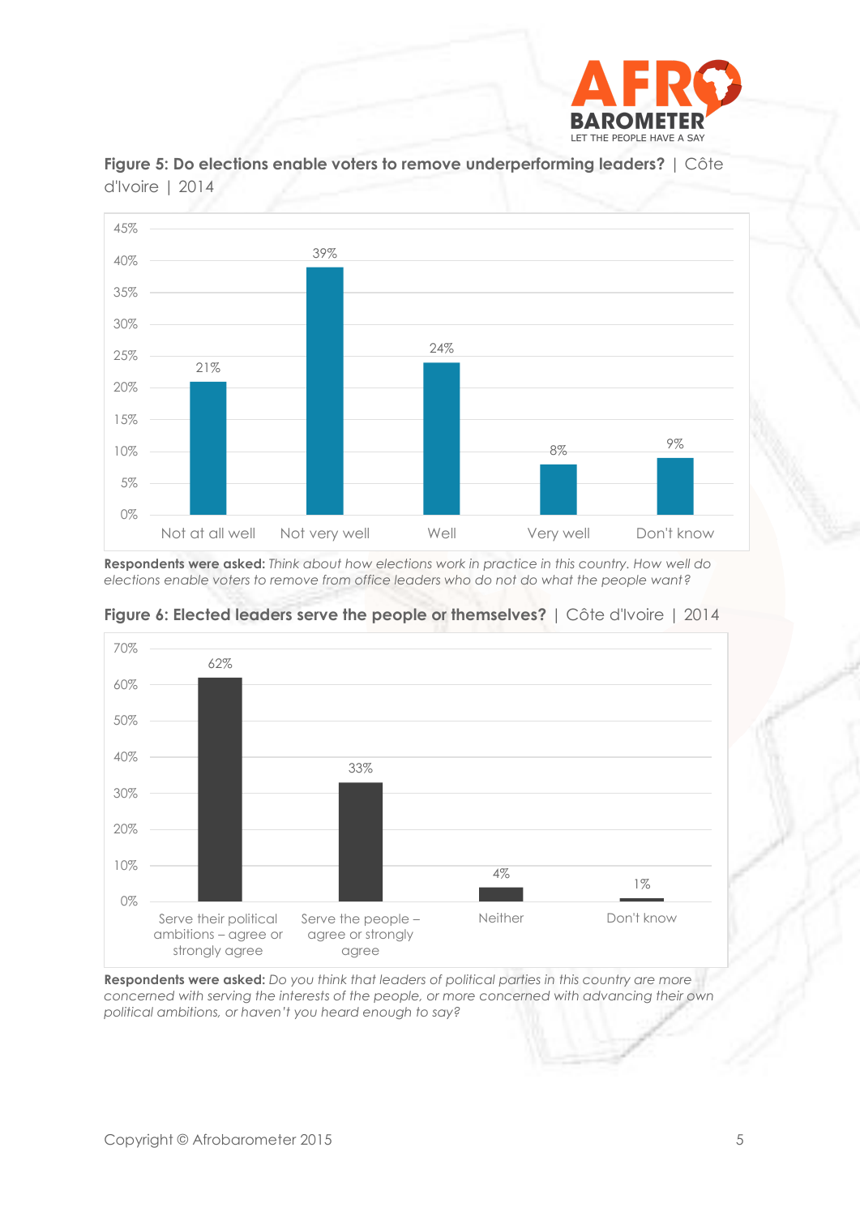**Figure 5: Do elections enable voters to remove underperforming leaders?** | Côte d'Ivoire | 2014

| Response | % |
|---|---|
| Not at all well | 21% |
| Not very well | 39% |
| Well | 24% |
| Very well | 8% |
| Don't know | 9% |

**Respondents were asked:** *Think about how elections work in practice in this country. How well do elections enable voters to remove from office leaders who do not do what the people want?*

**Figure 6: Elected leaders serve the people or themselves?** | Côte d'Ivoire | 2014

| Response | % |
|---|---|
| Serve their political ambitions – agree or strongly agree | 62% |
| Serve the people – agree or strongly agree | 33% |
| Neither | 4% |
| Don't know | 1% |

**Respondents were asked:** *Do you think that leaders of political parties in this country are more concerned with serving the interests of the people, or more concerned with advancing their own political ambitions, or haven't you heard enough to say?*

Copyright © Afrobarometer 2015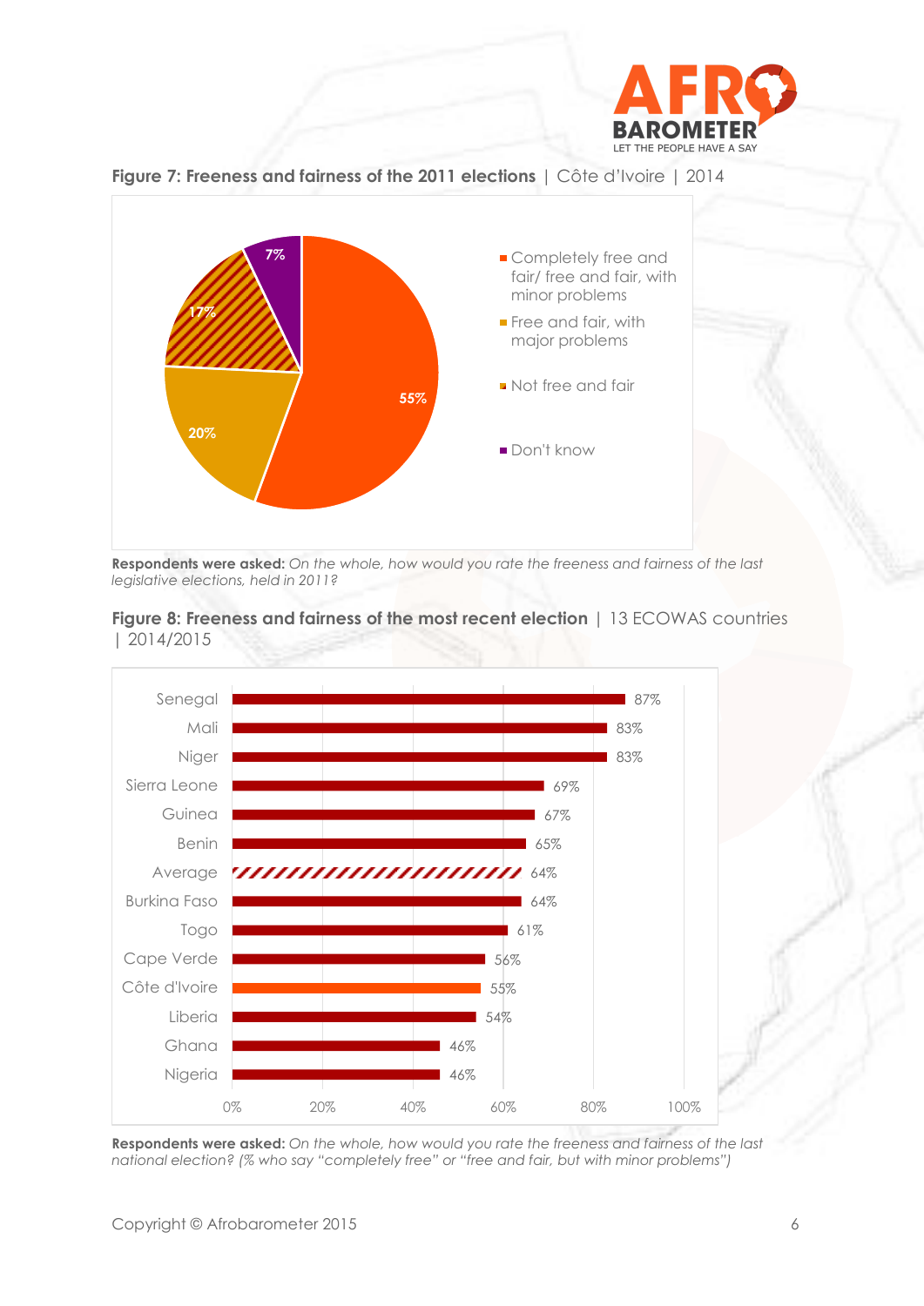**Figure 7: Freeness and fairness of the 2011 elections** | Côte d'Ivoire | 2014

| Response | % |
|---|---|
| Completely free and fair/ free and fair, with minor problems | 55% |
| Free and fair, with major problems | 20% |
| Not free and fair | 17% |
| Don't know | 7% |

**Respondents were asked:** *On the whole, how would you rate the freeness and fairness of the last legislative elections, held in 2011?*

**Figure 8: Freeness and fairness of the most recent election** | 13 ECOWAS countries | 2014/2015

| Country | % |
|---|---|
| Senegal | 87% |
| Mali | 83% |
| Niger | 83% |
| Sierra Leone | 69% |
| Guinea | 67% |
| Benin | 65% |
| Average | 64% |
| Burkina Faso | 64% |
| Togo | 61% |
| Cape Verde | 56% |
| Côte d'Ivoire | 55% |
| Liberia | 54% |
| Ghana | 46% |
| Nigeria | 46% |

**Respondents were asked:** *On the whole, how would you rate the freeness and fairness of the last national election? (% who say "completely free" or "free and fair, but with minor problems")*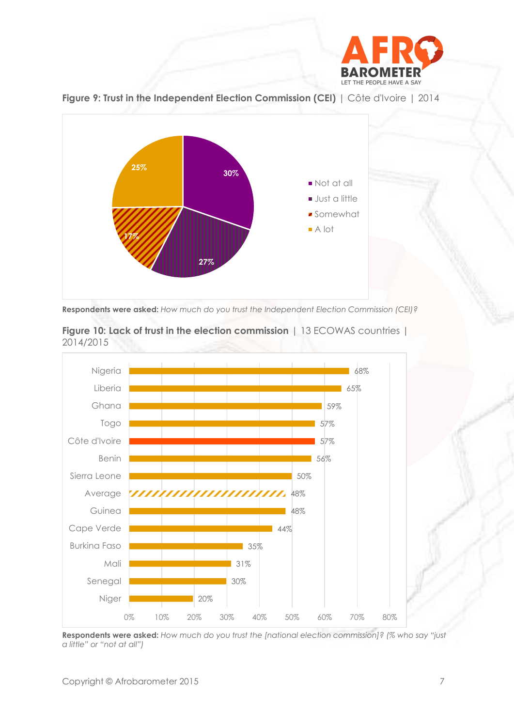**Figure 9: Trust in the Independent Election Commission (CEI)** | Côte d'Ivoire | 2014

| Response | % |
|---|---|
| Not at all | 30% |
| Just a little | 27% |
| Somewhat | 17% |
| A lot | 25% |

**Respondents were asked:** *How much do you trust the Independent Election Commission (CEI)?*

**Figure 10: Lack of trust in the election commission** | 13 ECOWAS countries | 2014/2015

| Country | % |
|---|---|
| Nigeria | 68% |
| Liberia | 65% |
| Ghana | 59% |
| Togo | 57% |
| Côte d'Ivoire | 57% |
| Benin | 56% |
| Sierra Leone | 50% |
| Average | 48% |
| Guinea | 48% |
| Cape Verde | 44% |
| Burkina Faso | 35% |
| Mali | 31% |
| Senegal | 30% |
| Niger | 20% |

**Respondents were asked:** *How much do you trust the [national election commission]? (% who say "just a little" or "not at all")*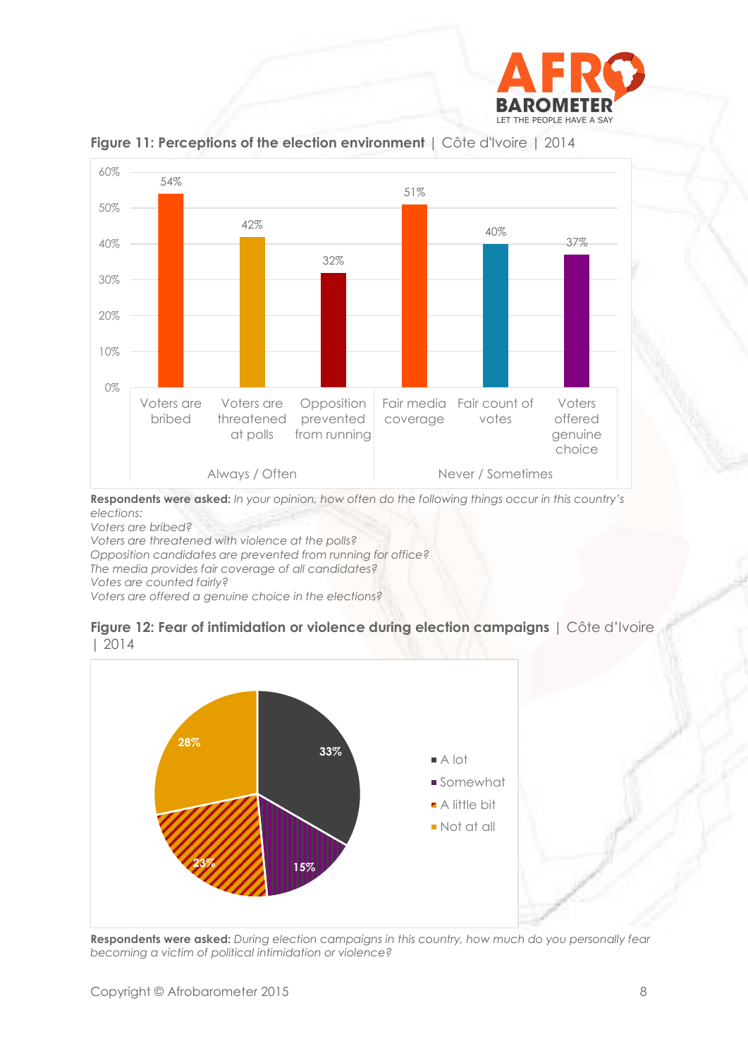**Figure 11: Perceptions of the election environment** | Côte d'Ivoire | 2014

| | Voters are bribed | Voters are threatened at polls | Opposition prevented from running | Fair media coverage | Fair count of votes | Voters offered genuine choice |
|---|---|---|---|---|---|---|
| | Always / Often | | | Never / Sometimes | | |
| % | 54% | 42% | 32% | 51% | 40% | 37% |

**Respondents were asked:** *In your opinion, how often do the following things occur in this country's elections:*
*Voters are bribed?*
*Voters are threatened with violence at the polls?*
*Opposition candidates are prevented from running for office?*
*The media provides fair coverage of all candidates?*
*Votes are counted fairly?*
*Voters are offered a genuine choice in the elections?*

**Figure 12: Fear of intimidation or violence during election campaigns** | Côte d'Ivoire | 2014

| Response | % |
|---|---|
| A lot | 33% |
| Somewhat | 15% |
| A little bit | 23% |
| Not at all | 28% |

**Respondents were asked:** *During election campaigns in this country, how much do you personally fear becoming a victim of political intimidation or violence?*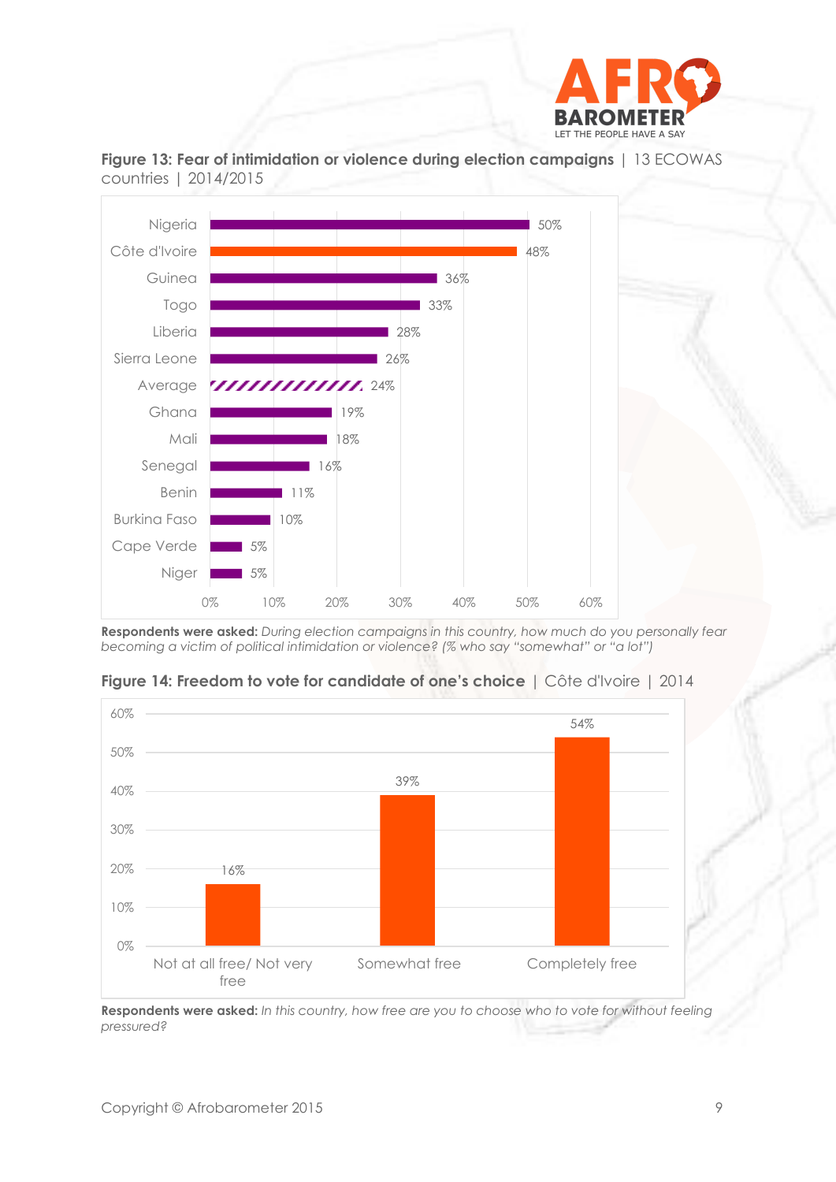**Figure 13: Fear of intimidation or violence during election campaigns** | 13 ECOWAS countries | 2014/2015

| Country | % |
|---|---|
| Nigeria | 50% |
| Côte d'Ivoire | 48% |
| Guinea | 36% |
| Togo | 33% |
| Liberia | 28% |
| Sierra Leone | 26% |
| Average | 24% |
| Ghana | 19% |
| Mali | 18% |
| Senegal | 16% |
| Benin | 11% |
| Burkina Faso | 10% |
| Cape Verde | 5% |
| Niger | 5% |

**Respondents were asked:** *During election campaigns in this country, how much do you personally fear becoming a victim of political intimidation or violence? (% who say "somewhat" or "a lot")*

**Figure 14: Freedom to vote for candidate of one's choice** | Côte d'Ivoire | 2014

| Response | % |
|---|---|
| Not at all free/ Not very free | 16% |
| Somewhat free | 39% |
| Completely free | 54% |

**Respondents were asked:** *In this country, how free are you to choose who to vote for without feeling pressured?*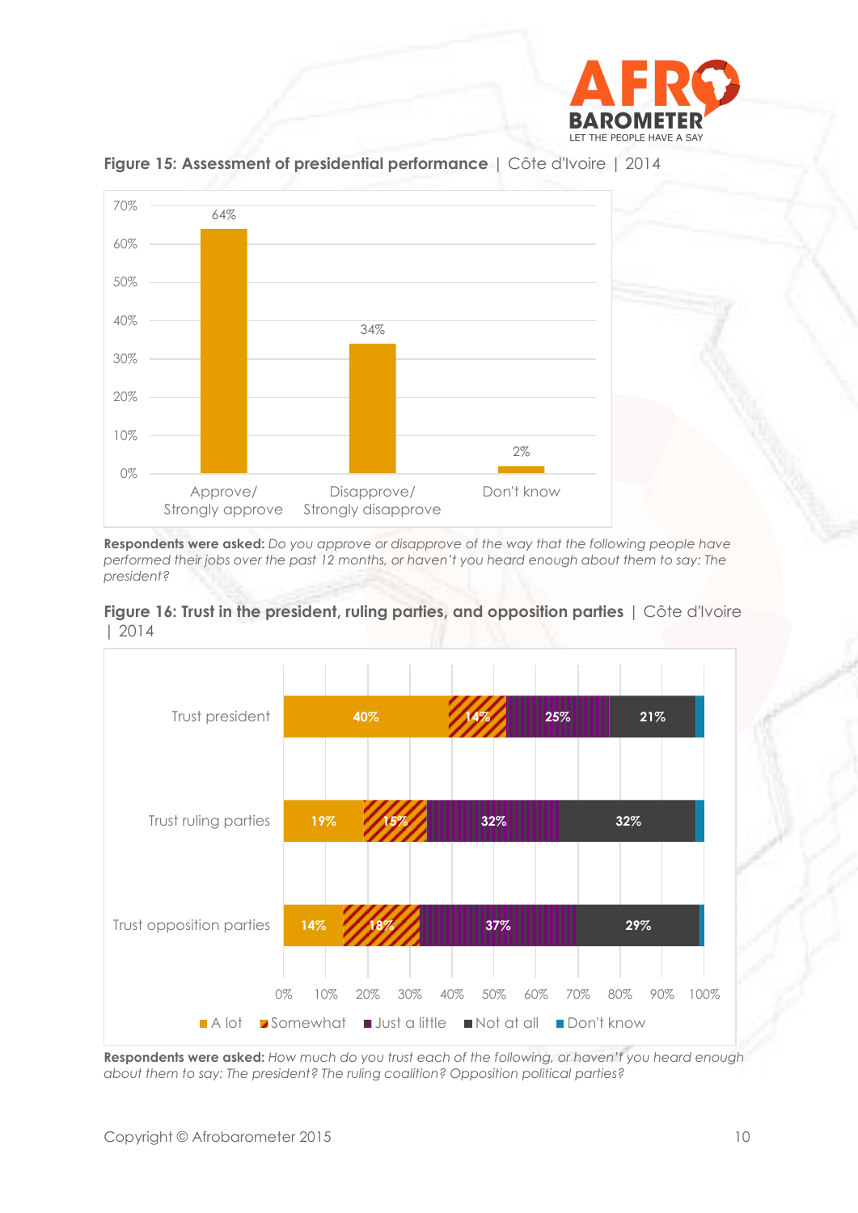**Figure 15: Assessment of presidential performance** | Côte d'Ivoire | 2014

| | % |
|---|---|
| Approve/ Strongly approve | 64% |
| Disapprove/ Strongly disapprove | 34% |
| Don't know | 2% |

**Respondents were asked:** *Do you approve or disapprove of the way that the following people have performed their jobs over the past 12 months, or haven't you heard enough about them to say: The president?*

**Figure 16: Trust in the president, ruling parties, and opposition parties** | Côte d'Ivoire | 2014

| | A lot | Somewhat | Just a little | Not at all | Don't know |
|---|---|---|---|---|---|
| Trust president | 40% | 14% | 25% | 21% | |
| Trust ruling parties | 19% | 15% | 32% | 32% | |
| Trust opposition parties | 14% | 18% | 37% | 29% | |

**Respondents were asked:** *How much do you trust each of the following, or haven't you heard enough about them to say: The president? The ruling coalition? Opposition political parties?*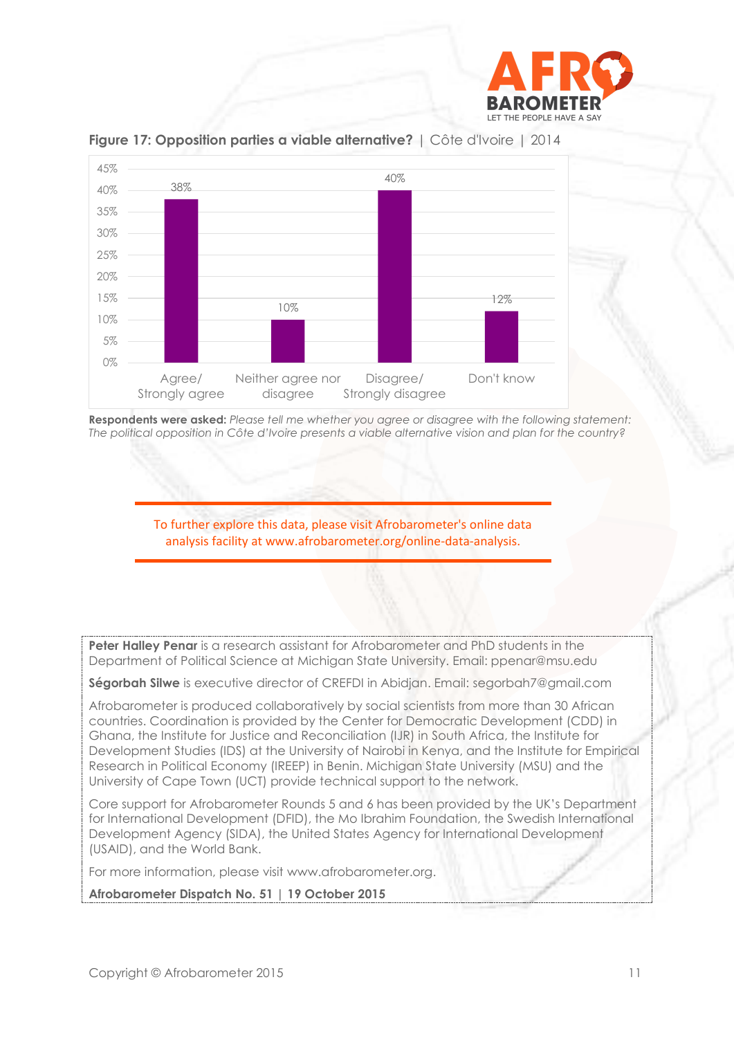**Figure 17: Opposition parties a viable alternative?** | Côte d'Ivoire | 2014

45%
40%
35%
30%
25%
20%
15%
10%
5%
0%

38%
10%
40%
12%

Agree/ Strongly agree
Neither agree nor disagree
Disagree/ Strongly disagree
Don't know

**Respondents were asked:** *Please tell me whether you agree or disagree with the following statement: The political opposition in Côte d'Ivoire presents a viable alternative vision and plan for the country?*

To further explore this data, please visit Afrobarometer's online data analysis facility at www.afrobarometer.org/online-data-analysis.

**Peter Halley Penar** is a research assistant for Afrobarometer and PhD students in the Department of Political Science at Michigan State University. Email: ppenar@msu.edu

**Ségorbah Silwe** is executive director of CREFDI in Abidjan. Email: segorbah7@gmail.com

Afrobarometer is produced collaboratively by social scientists from more than 30 African countries. Coordination is provided by the Center for Democratic Development (CDD) in Ghana, the Institute for Justice and Reconciliation (IJR) in South Africa, the Institute for Development Studies (IDS) at the University of Nairobi in Kenya, and the Institute for Empirical Research in Political Economy (IREEP) in Benin. Michigan State University (MSU) and the University of Cape Town (UCT) provide technical support to the network.

Core support for Afrobarometer Rounds 5 and 6 has been provided by the UK's Department for International Development (DFID), the Mo Ibrahim Foundation, the Swedish International Development Agency (SIDA), the United States Agency for International Development (USAID), and the World Bank.

For more information, please visit www.afrobarometer.org.

**Afrobarometer Dispatch No. 51 | 19 October 2015**